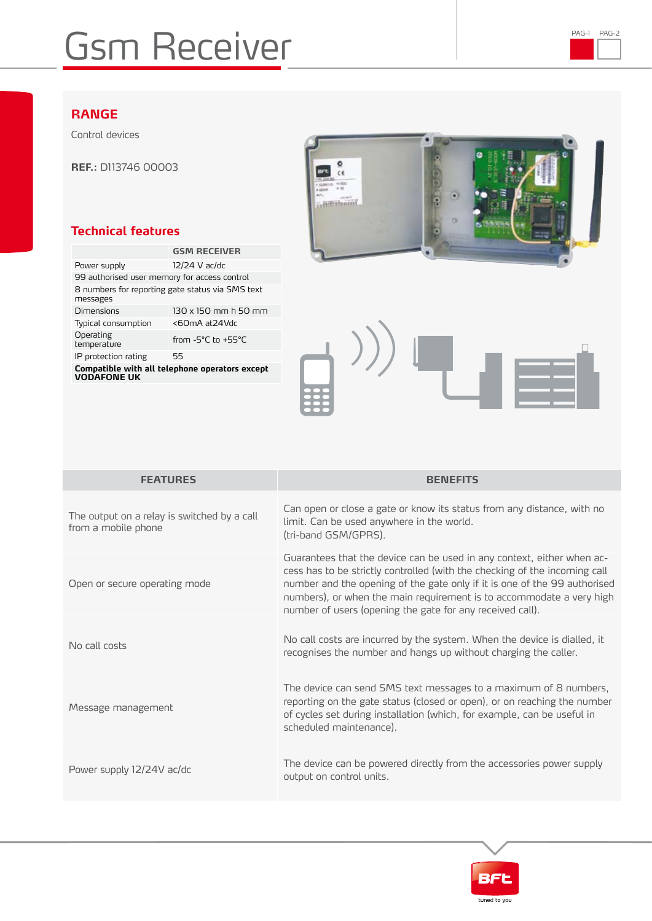# Gsm Receiver

## RANGE

Control devices

**REF.:** D113746 00003

## Technical features

| | GSM RECEIVER |
|---|---|
| Power supply | 12/24 V ac/dc |
| 99 authorised user memory for access control | |
| 8 numbers for reporting gate status via SMS text messages | |
| Dimensions | 130 x 150 mm h 50 mm |
| Typical consumption | <60mA at24Vdc |
| Operating temperature | from -5°C to +55°C |
| IP protection rating | 55 |
| **Compatible with all telephone operators except VODAFONE UK** | |

| FEATURES | BENEFITS |
|---|---|
| The output on a relay is switched by a call from a mobile phone | Can open or close a gate or know its status from any distance, with no limit. Can be used anywhere in the world. (tri-band GSM/GPRS). |
| Open or secure operating mode | Guarantees that the device can be used in any context, either when access has to be strictly controlled (with the checking of the incoming call number and the opening of the gate only if it is one of the 99 authorised numbers), or when the main requirement is to accommodate a very high number of users (opening the gate for any received call). |
| No call costs | No call costs are incurred by the system. When the device is dialled, it recognises the number and hangs up without charging the caller. |
| Message management | The device can send SMS text messages to a maximum of 8 numbers, reporting on the gate status (closed or open), or on reaching the number of cycles set during installation (which, for example, can be useful in scheduled maintenance). |
| Power supply 12/24V ac/dc | The device can be powered directly from the accessories power supply output on control units. |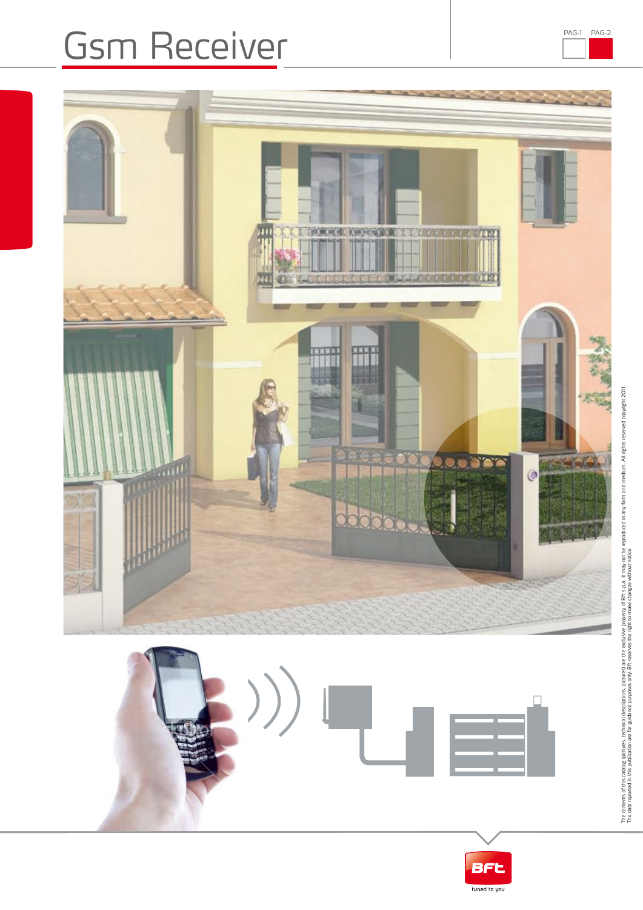# Gsm Receiver

The contents of this catalog (pictures, technical descriptions, pictures) are the exclusive property of Bft s.p.a. It may not be reproduced in any form and medium. All rights reserved copyright 2011.
The data reported in this publication are for guidance purposes only. Bft reserves the right to make changes without notice.

BFT
tuned to you